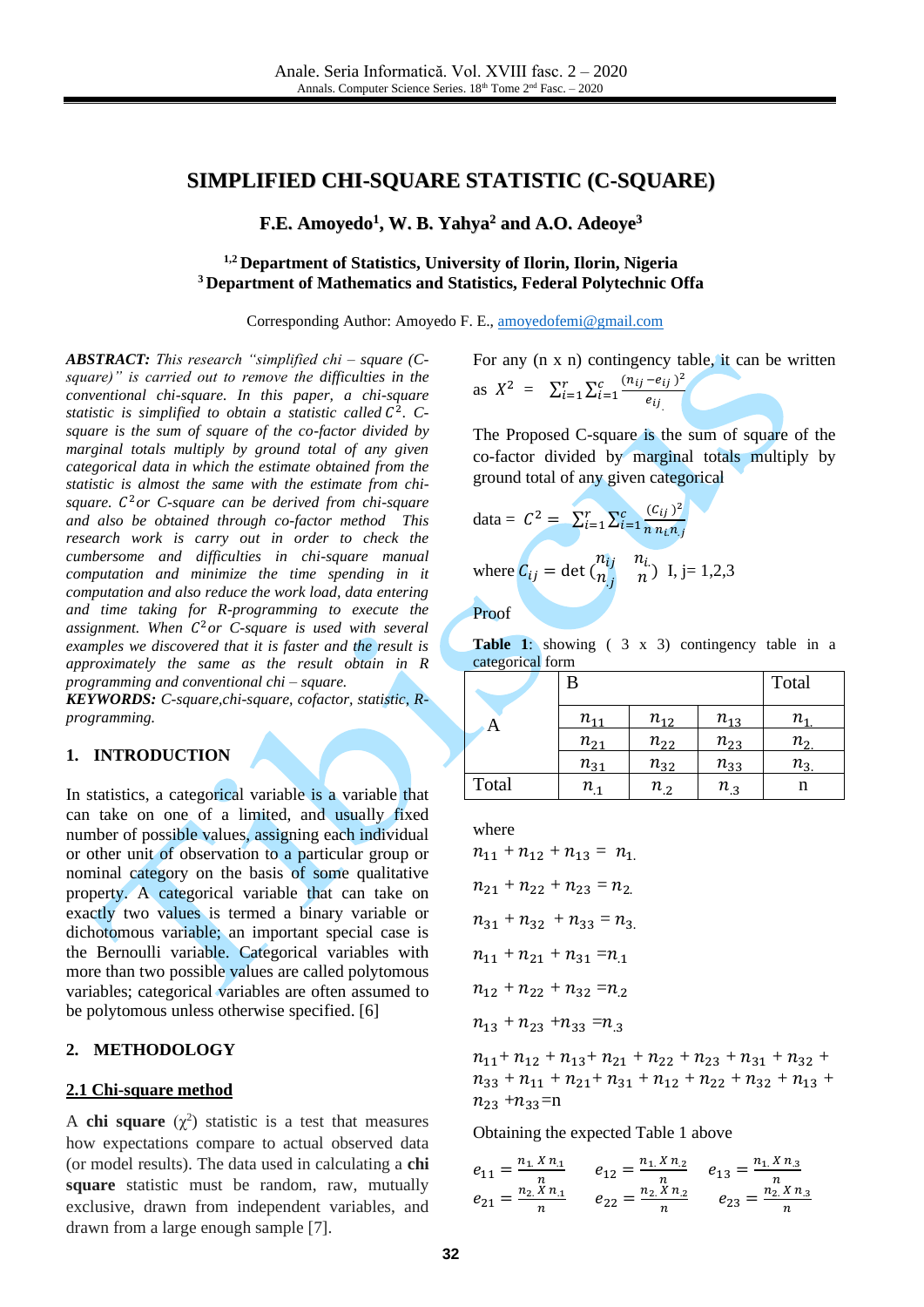# SIMPLIFIED CHI-SQUARE STATISTIC (C-SQUARE)

**F.E. Amoyedo[1], W. B. Yahya[2] and A.O. Adeoye[3]**

**[1,2] Department of Statistics, University of Ilorin, Ilorin, Nigeria**
**[3] Department of Mathematics and Statistics, Federal Polytechnic Offa**

Corresponding Author: Amoyedo F. E., amoyedofemi@gmail.com

***ABSTRACT:*** *This research "simplified chi – square (C-square)" is carried out to remove the difficulties in the conventional chi-square. In this paper, a chi-square statistic is simplified to obtain a statistic called $C^2$. C-square is the sum of square of the co-factor divided by marginal totals multiply by ground total of any given categorical data in which the estimate obtained from the statistic is almost the same with the estimate from chi-square. $C^2$ or C-square can be derived from chi-square and also be obtained through co-factor method This research work is carry out in order to check the cumbersome and difficulties in chi-square manual computation and minimize the time spending in it computation and also reduce the work load, data entering and time taking for R-programming to execute the assignment. When $C^2$ or C-square is used with several examples we discovered that it is faster and the result is approximately the same as the result obtain in R programming and conventional chi – square.*

***KEYWORDS:*** *C-square,chi-square, cofactor, statistic, R-programming.*

## 1. INTRODUCTION

In statistics, a categorical variable is a variable that can take on one of a limited, and usually fixed number of possible values, assigning each individual or other unit of observation to a particular group or nominal category on the basis of some qualitative property. A categorical variable that can take on exactly two values is termed a binary variable or dichotomous variable; an important special case is the Bernoulli variable. Categorical variables with more than two possible values are called polytomous variables; categorical variables are often assumed to be polytomous unless otherwise specified. [6]

## 2. METHODOLOGY

### 2.1 Chi-square method

A **chi square** ($\chi^2$) statistic is a test that measures how expectations compare to actual observed data (or model results). The data used in calculating a **chi square** statistic must be random, raw, mutually exclusive, drawn from independent variables, and drawn from a large enough sample [7].

For any (n x n) contingency table, it can be written as $X^2 = \sum_{i=1}^{r}\sum_{i=1}^{c}\frac{(n_{ij}-e_{ij})^2}{e_{ij}}$

The Proposed C-square is the sum of square of the co-factor divided by marginal totals multiply by ground total of any given categorical

data = $C^2 = \sum_{i=1}^{r}\sum_{i=1}^{c}\frac{(C_{ij})^2}{n\, n_{i.} n_{.j}}$

where $C_{ij} = \det\begin{pmatrix} n_{ij} & n_{i.} \\ n_{.j} & n \end{pmatrix}$ I, j= 1,2,3

Proof

**Table 1**: showing ( 3 x 3) contingency table in a categorical form

| | B | | | Total |
|---|---|---|---|---|
| A | $n_{11}$ | $n_{12}$ | $n_{13}$ | $n_{1.}$ |
| | $n_{21}$ | $n_{22}$ | $n_{23}$ | $n_{2.}$ |
| | $n_{31}$ | $n_{32}$ | $n_{33}$ | $n_{3.}$ |
| Total | $n_{.1}$ | $n_{.2}$ | $n_{.3}$ | n |

where

$n_{11} + n_{12} + n_{13} = n_{1.}$

$n_{21} + n_{22} + n_{23} = n_{2.}$

$n_{31} + n_{32} + n_{33} = n_{3.}$

$n_{11} + n_{21} + n_{31} = n_{.1}$

$n_{12} + n_{22} + n_{32} = n_{.2}$

$n_{13} + n_{23} + n_{33} = n_{.3}$

$n_{11} + n_{12} + n_{13} + n_{21} + n_{22} + n_{23} + n_{31} + n_{32} + n_{33} + n_{11} + n_{21} + n_{31} + n_{12} + n_{22} + n_{32} + n_{13} + n_{23} + n_{33} = n$

Obtaining the expected Table 1 above

$e_{11} = \frac{n_{1.} X\, n_{.1}}{n}$ $\quad e_{12} = \frac{n_{1.} X\, n_{.2}}{n}$ $\quad e_{13} = \frac{n_{1.} X\, n_{.3}}{n}$

$e_{21} = \frac{n_{2.} X\, n_{.1}}{n}$ $\quad e_{22} = \frac{n_{2.} X\, n_{.2}}{n}$ $\quad e_{23} = \frac{n_{2.} X\, n_{.3}}{n}$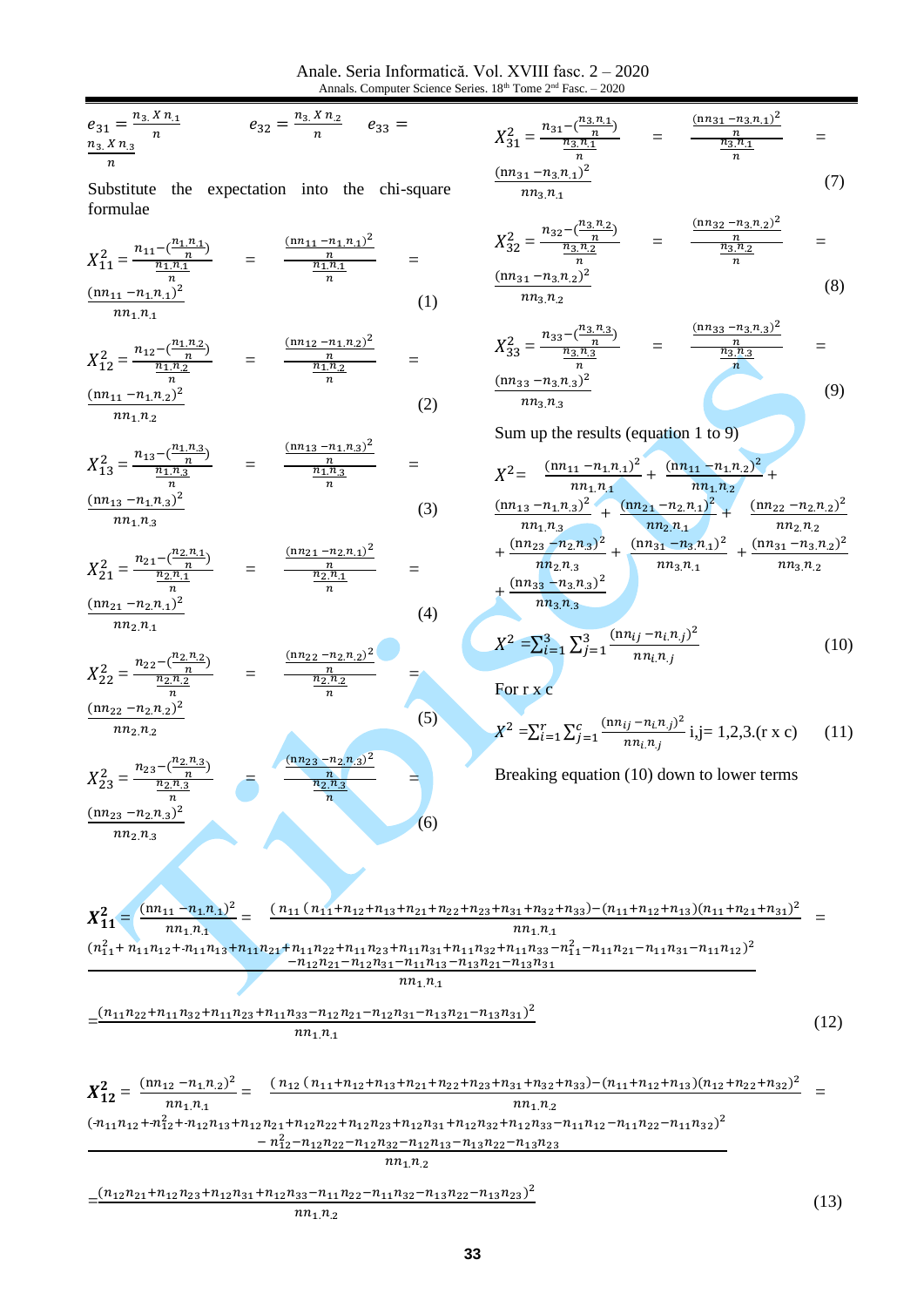$$e_{31} = \frac{n_{3.} X n_{.1}}{n} \qquad e_{32} = \frac{n_{3.} X n_{.2}}{n} \qquad e_{33} = \frac{n_{3.} X n_{.3}}{n}$$

Substitute the expectation into the chi-square formulae

$$X_{11}^2 = \frac{n_{11} - (\frac{n_{1.}n_{.1}}{n})}{\frac{n_{1.}n_{.1}}{n}} = \frac{\frac{(nn_{11} - n_{1.}n_{.1})^2}{n}}{\frac{n_{1.}n_{.1}}{n}} = \frac{(nn_{11} - n_{1.}n_{.1})^2}{nn_{1.}n_{.1}} \tag{1}$$

$$X_{12}^2 = \frac{n_{12} - (\frac{n_{1.}n_{.2}}{n})}{\frac{n_{1.}n_{.2}}{n}} = \frac{\frac{(nn_{12} - n_{1.}n_{.2})^2}{n}}{\frac{n_{1.}n_{.2}}{n}} = \frac{(nn_{11} - n_{1.}n_{.2})^2}{nn_{1.}n_{.2}} \tag{2}$$

$$X_{13}^2 = \frac{n_{13} - (\frac{n_{1.}n_{.3}}{n})}{\frac{n_{1.}n_{.3}}{n}} = \frac{\frac{(nn_{13} - n_{1.}n_{.3})^2}{n}}{\frac{n_{1.}n_{.3}}{n}} = \frac{(nn_{13} - n_{1.}n_{.3})^2}{nn_{1.}n_{.3}} \tag{3}$$

$$X_{21}^2 = \frac{n_{21} - (\frac{n_{2.}n_{.1}}{n})}{\frac{n_{2.}n_{.1}}{n}} = \frac{\frac{(nn_{21} - n_{2.}n_{.1})^2}{n}}{\frac{n_{2.}n_{.1}}{n}} = \frac{(nn_{21} - n_{2.}n_{.1})^2}{nn_{2.}n_{.1}} \tag{4}$$

$$X_{22}^2 = \frac{n_{22} - (\frac{n_{2.}n_{.2}}{n})}{\frac{n_{2.}n_{.2}}{n}} = \frac{\frac{(nn_{22} - n_{2.}n_{.2})^2}{n}}{\frac{n_{2.}n_{.2}}{n}} = \frac{(nn_{22} - n_{2.}n_{.2})^2}{nn_{2.}n_{.2}} \tag{5}$$

$$X_{23}^2 = \frac{n_{23} - (\frac{n_{2.}n_{.3}}{n})}{\frac{n_{2.}n_{.3}}{n}} = \frac{\frac{(nn_{23} - n_{2.}n_{.3})^2}{n}}{\frac{n_{2.}n_{.3}}{n}} = \frac{(nn_{23} - n_{2.}n_{.3})^2}{nn_{2.}n_{.3}} \tag{6}$$

$$X_{31}^2 = \frac{n_{31} - (\frac{n_{3.}n_{.1}}{n})}{\frac{n_{3.}n_{.1}}{n}} = \frac{\frac{(nn_{31} - n_{3.}n_{.1})^2}{n}}{\frac{n_{3.}n_{.1}}{n}} = \frac{(nn_{31} - n_{3.}n_{.1})^2}{nn_{3.}n_{.1}} \tag{7}$$

$$X_{32}^2 = \frac{n_{32} - (\frac{n_{3.}n_{.2}}{n})}{\frac{n_{3.}n_{.2}}{n}} = \frac{\frac{(nn_{32} - n_{3.}n_{.2})^2}{n}}{\frac{n_{3.}n_{.2}}{n}} = \frac{(nn_{31} - n_{3.}n_{.2})^2}{nn_{3.}n_{.2}} \tag{8}$$

$$X_{33}^2 = \frac{n_{33} - (\frac{n_{3.}n_{.3}}{n})}{\frac{n_{3.}n_{.3}}{n}} = \frac{\frac{(nn_{33} - n_{3.}n_{.3})^2}{n}}{\frac{n_{3.}n_{.3}}{n}} = \frac{(nn_{33} - n_{3.}n_{.3})^2}{nn_{3.}n_{.3}} \tag{9}$$

Sum up the results (equation 1 to 9)

$$X^2 = \frac{(nn_{11} - n_{1.}n_{.1})^2}{nn_{1.}n_{.1}} + \frac{(nn_{11} - n_{1.}n_{.2})^2}{nn_{1.}n_{.2}} + \frac{(nn_{13} - n_{1.}n_{.3})^2}{nn_{1.}n_{.3}} + \frac{(nn_{21} - n_{2.}n_{.1})^2}{nn_{2.}n_{.1}} + \frac{(nn_{22} - n_{2.}n_{.2})^2}{nn_{2.}n_{.2}} + \frac{(nn_{23} - n_{2.}n_{.3})^2}{nn_{2.}n_{.3}} + \frac{(nn_{31} - n_{3.}n_{.1})^2}{nn_{3.}n_{.1}} + \frac{(nn_{31} - n_{3.}n_{.2})^2}{nn_{3.}n_{.2}} + \frac{(nn_{33} - n_{3.}n_{.3})^2}{nn_{3.}n_{.3}}$$

$$X^2 = \sum_{i=1}^{3}\sum_{j=1}^{3} \frac{(nn_{ij} - n_{i.}n_{.j})^2}{nn_{i.}n_{.j}} \tag{10}$$

For r x c

$$X^2 = \sum_{i=1}^{r}\sum_{j=1}^{c} \frac{(nn_{ij} - n_{i.}n_{.j})^2}{nn_{i.}n_{.j}} \quad \text{i,j= 1,2,3.(r x c)} \tag{11}$$

Breaking equation (10) down to lower terms

$$\boldsymbol{X_{11}^2} = \frac{(nn_{11} - n_{1.}n_{.1})^2}{nn_{1.}n_{.1}} = \frac{(n_{11}(n_{11}+n_{12}+n_{13}+n_{21}+n_{22}+n_{23}+n_{31}+n_{32}+n_{33}) - (n_{11}+n_{12}+n_{13})(n_{11}+n_{21}+n_{31})^2}{nn_{1.}n_{.1}} =$$

$$\frac{(n_{11}^2 + n_{11}n_{12} + n_{11}n_{13} + n_{11}n_{21} + n_{11}n_{22} + n_{11}n_{23} + n_{11}n_{31} + n_{11}n_{32} + n_{11}n_{33} - n_{11}^2 - n_{11}n_{21} - n_{11}n_{31} - n_{11}n_{12} - n_{12}n_{21} - n_{12}n_{31} - n_{11}n_{13} - n_{13}n_{21} - n_{13}n_{31})^2}{nn_{1.}n_{.1}}$$

$$= \frac{(n_{11}n_{22} + n_{11}n_{32} + n_{11}n_{23} + n_{11}n_{33} - n_{12}n_{21} - n_{12}n_{31} - n_{13}n_{21} - n_{13}n_{31})^2}{nn_{1.}n_{.1}} \tag{12}$$

$$\boldsymbol{X_{12}^2} = \frac{(nn_{12} - n_{1.}n_{.2})^2}{nn_{1.}n_{.1}} = \frac{(n_{12}(n_{11}+n_{12}+n_{13}+n_{21}+n_{22}+n_{23}+n_{31}+n_{32}+n_{33}) - (n_{11}+n_{12}+n_{13})(n_{12}+n_{22}+n_{32})^2}{nn_{1.}n_{.2}} =$$

$$\frac{(n_{11}n_{12} + n_{12}^2 + n_{12}n_{13} + n_{12}n_{21} + n_{12}n_{22} + n_{12}n_{23} + n_{12}n_{31} + n_{12}n_{32} + n_{12}n_{33} - n_{11}n_{12} - n_{11}n_{22} - n_{11}n_{32} - n_{12}^2 - n_{12}n_{22} - n_{12}n_{32} - n_{12}n_{13} - n_{13}n_{22} - n_{13}n_{23})^2}{nn_{1.}n_{.2}}$$

$$= \frac{(n_{12}n_{21} + n_{12}n_{23} + n_{12}n_{31} + n_{12}n_{33} - n_{11}n_{22} - n_{11}n_{32} - n_{13}n_{22} - n_{13}n_{23})^2}{nn_{1.}n_{.2}} \tag{13}$$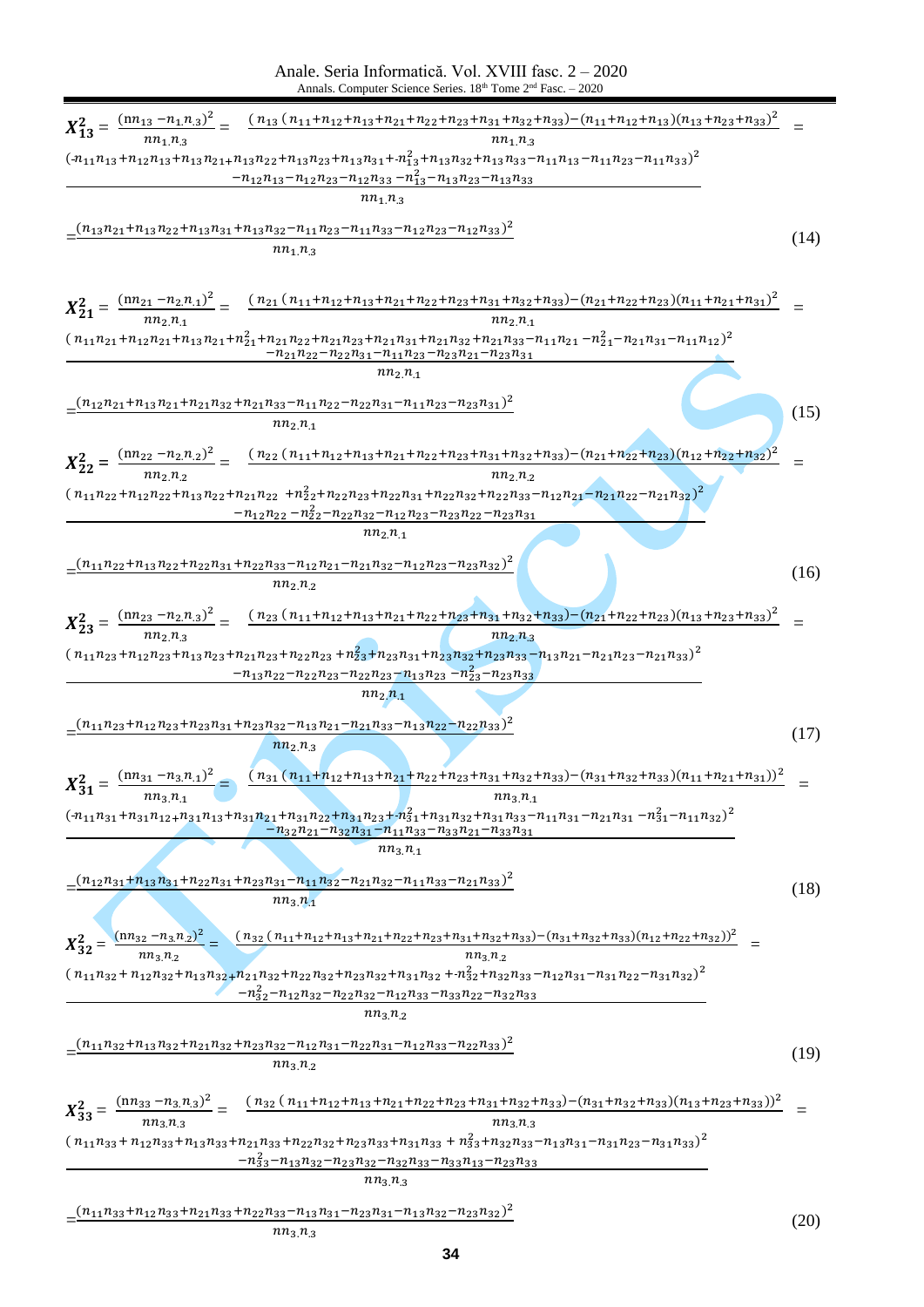$$X_{13}^2 = \frac{(nn_{13} - n_{1.}n_{.3})^2}{nn_{1.}n_{.3}} = \frac{(n_{13}(n_{11}+n_{12}+n_{13}+n_{21}+n_{22}+n_{23}+n_{31}+n_{32}+n_{33}) - (n_{11}+n_{12}+n_{13})(n_{13}+n_{23}+n_{33})^2}{nn_{1.}n_{.3}} =$$

$$\frac{\begin{array}{c}(n_{11}n_{13}+n_{12}n_{13}+n_{13}n_{21}+n_{13}n_{22}+n_{13}n_{23}+n_{13}n_{31}+n_{13}^2+n_{13}n_{32}+n_{13}n_{33}-n_{11}n_{13}-n_{11}n_{23}-n_{11}n_{33})^2 \\ -n_{12}n_{13}-n_{12}n_{23}-n_{12}n_{33}-n_{13}^2-n_{13}n_{23}-n_{13}n_{33}\end{array}}{nn_{1.}n_{.3}}$$

$$=\frac{(n_{13}n_{21}+n_{13}n_{22}+n_{13}n_{31}+n_{13}n_{32}-n_{11}n_{23}-n_{11}n_{33}-n_{12}n_{23}-n_{12}n_{33})^2}{nn_{1.}n_{.3}} \tag{14}$$

$$X_{21}^2 = \frac{(nn_{21} - n_{2.}n_{.1})^2}{nn_{2.}n_{.1}} = \frac{(n_{21}(n_{11}+n_{12}+n_{13}+n_{21}+n_{22}+n_{23}+n_{31}+n_{32}+n_{33}) - (n_{21}+n_{22}+n_{23})(n_{11}+n_{21}+n_{31})^2}{nn_{2.}n_{.1}} =$$

$$\frac{\begin{array}{c}(n_{11}n_{21}+n_{12}n_{21}+n_{13}n_{21}+n_{21}^2+n_{21}n_{22}+n_{21}n_{23}+n_{21}n_{31}+n_{21}n_{32}+n_{21}n_{33}-n_{11}n_{21}-n_{21}^2-n_{21}n_{31}-n_{11}n_{12})^2 \\ -n_{21}n_{22}-n_{22}n_{31}-n_{11}n_{23}-n_{23}n_{21}-n_{23}n_{31}\end{array}}{nn_{2.}n_{.1}}$$

$$=\frac{(n_{12}n_{21}+n_{13}n_{21}+n_{21}n_{32}+n_{21}n_{33}-n_{11}n_{22}-n_{22}n_{31}-n_{11}n_{23}-n_{23}n_{31})^2}{nn_{2.}n_{.1}} \tag{15}$$

$$X_{22}^2 = \frac{(nn_{22} - n_{2.}n_{.2})^2}{nn_{2.}n_{.2}} = \frac{(n_{22}(n_{11}+n_{12}+n_{13}+n_{21}+n_{22}+n_{23}+n_{31}+n_{32}+n_{33}) - (n_{21}+n_{22}+n_{23})(n_{12}+n_{22}+n_{32})^2}{nn_{2.}n_{.2}} =$$

$$\frac{\begin{array}{c}(n_{11}n_{22}+n_{12}n_{22}+n_{13}n_{22}+n_{21}n_{22}+n_{22}^2+n_{22}n_{23}+n_{22}n_{31}+n_{22}n_{32}+n_{22}n_{33}-n_{12}n_{21}-n_{21}n_{22}-n_{21}n_{32})^2 \\ -n_{12}n_{22}-n_{22}^2-n_{22}n_{32}-n_{12}n_{23}-n_{23}n_{22}-n_{23}n_{31}\end{array}}{nn_{2.}n_{.1}}$$

$$=\frac{(n_{11}n_{22}+n_{13}n_{22}+n_{22}n_{31}+n_{22}n_{33}-n_{12}n_{21}-n_{21}n_{32}-n_{12}n_{23}-n_{23}n_{32})^2}{nn_{2.}n_{.2}} \tag{16}$$

$$X_{23}^2 = \frac{(nn_{23} - n_{2.}n_{.3})^2}{nn_{2.}n_{.3}} = \frac{(n_{23}(n_{11}+n_{12}+n_{13}+n_{21}+n_{22}+n_{23}+n_{31}+n_{32}+n_{33}) - (n_{21}+n_{22}+n_{23})(n_{13}+n_{23}+n_{33})^2}{nn_{2.}n_{.3}} =$$

$$\frac{\begin{array}{c}(n_{11}n_{23}+n_{12}n_{23}+n_{13}n_{23}+n_{21}n_{23}+n_{22}n_{23}+n_{23}^2+n_{23}n_{31}+n_{23}n_{32}+n_{23}n_{33}-n_{13}n_{21}-n_{21}n_{23}-n_{21}n_{33})^2 \\ -n_{13}n_{22}-n_{22}n_{23}-n_{22}n_{23}-n_{13}n_{23}-n_{23}^2-n_{23}n_{33}\end{array}}{nn_{2.}n_{.1}}$$

$$=\frac{(n_{11}n_{23}+n_{12}n_{23}+n_{23}n_{31}+n_{23}n_{32}-n_{13}n_{21}-n_{21}n_{33}-n_{13}n_{22}-n_{22}n_{33})^2}{nn_{2.}n_{.3}} \tag{17}$$

$$X_{31}^2 = \frac{(nn_{31} - n_{3.}n_{.1})^2}{nn_{3.}n_{.1}} = \frac{(n_{31}(n_{11}+n_{12}+n_{13}+n_{21}+n_{22}+n_{23}+n_{31}+n_{32}+n_{33}) - (n_{31}+n_{32}+n_{33})(n_{11}+n_{21}+n_{31}))^2}{nn_{3.}n_{.1}} =$$

$$\frac{\begin{array}{c}(n_{11}n_{31}+n_{31}n_{12}+n_{31}n_{13}+n_{31}n_{21}+n_{31}n_{22}+n_{31}n_{23}+n_{31}^2+n_{31}n_{32}+n_{31}n_{33}-n_{11}n_{31}-n_{21}n_{31}-n_{31}^2-n_{11}n_{32})^2 \\ -n_{32}n_{21}-n_{32}n_{31}-n_{11}n_{33}-n_{33}n_{21}-n_{33}n_{31}\end{array}}{nn_{3.}n_{.1}}$$

$$=\frac{(n_{12}n_{31}+n_{13}n_{31}+n_{22}n_{31}+n_{23}n_{31}-n_{11}n_{32}-n_{21}n_{32}-n_{11}n_{33}-n_{21}n_{33})^2}{nn_{3.}n_{.1}} \tag{18}$$

$$X_{32}^2 = \frac{(nn_{32} - n_{3.}n_{.2})^2}{nn_{3.}n_{.2}} = \frac{(n_{32}(n_{11}+n_{12}+n_{13}+n_{21}+n_{22}+n_{23}+n_{31}+n_{32}+n_{33}) - (n_{31}+n_{32}+n_{33})(n_{12}+n_{22}+n_{32}))^2}{nn_{3.}n_{.2}} =$$

$$\frac{\begin{array}{c}(n_{11}n_{32}+n_{12}n_{32}+n_{13}n_{32}+n_{21}n_{32}+n_{22}n_{32}+n_{23}n_{32}+n_{31}n_{32}+n_{32}^2+n_{32}n_{33}-n_{12}n_{31}-n_{31}n_{22}-n_{31}n_{32})^2 \\ -n_{32}^2-n_{12}n_{32}-n_{22}n_{32}-n_{12}n_{33}-n_{33}n_{22}-n_{32}n_{33}\end{array}}{nn_{3.}n_{.2}}$$

$$=\frac{(n_{11}n_{32}+n_{13}n_{32}+n_{21}n_{32}+n_{23}n_{32}-n_{12}n_{31}-n_{22}n_{31}-n_{12}n_{33}-n_{22}n_{33})^2}{nn_{3.}n_{.2}} \tag{19}$$

$$X_{33}^2 = \frac{(nn_{33} - n_{3.}n_{.3})^2}{nn_{3.}n_{.3}} = \frac{(n_{32}(n_{11}+n_{12}+n_{13}+n_{21}+n_{22}+n_{23}+n_{31}+n_{32}+n_{33}) - (n_{31}+n_{32}+n_{33})(n_{13}+n_{23}+n_{33}))^2}{nn_{3.}n_{.3}} =$$

$$\frac{\begin{array}{c}(n_{11}n_{33}+n_{12}n_{33}+n_{13}n_{33}+n_{21}n_{33}+n_{22}n_{32}+n_{23}n_{33}+n_{31}n_{33}+n_{33}^2+n_{32}n_{33}-n_{13}n_{31}-n_{31}n_{23}-n_{31}n_{33})^2 \\ -n_{33}^2-n_{13}n_{32}-n_{23}n_{32}-n_{32}n_{33}-n_{33}n_{13}-n_{23}n_{33}\end{array}}{nn_{3.}n_{.3}}$$

$$=\frac{(n_{11}n_{33}+n_{12}n_{33}+n_{21}n_{33}+n_{22}n_{33}-n_{13}n_{31}-n_{23}n_{31}-n_{13}n_{32}-n_{23}n_{32})^2}{nn_{3.}n_{.3}} \tag{20}$$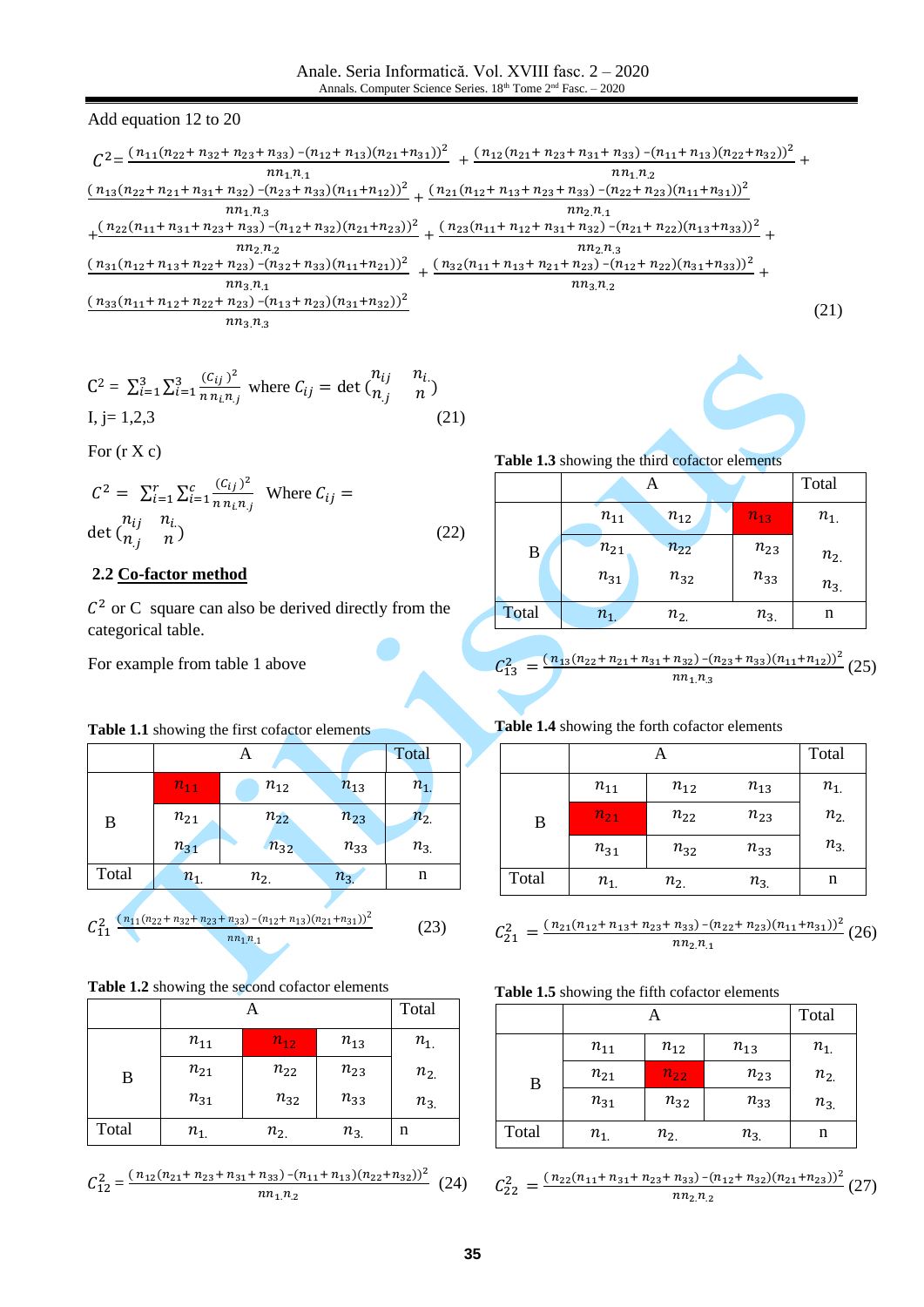Add equation 12 to 20

$$C^2 = \frac{(n_{11}(n_{22}+n_{32}+n_{23}+n_{33})-(n_{12}+n_{13})(n_{21}+n_{31}))^2}{nn_{1.}n_{.1}} + \frac{(n_{12}(n_{21}+n_{23}+n_{31}+n_{33})-(n_{11}+n_{13})(n_{22}+n_{32}))^2}{nn_{1.}n_{.2}} + \frac{(n_{13}(n_{22}+n_{21}+n_{31}+n_{32})-(n_{23}+n_{33})(n_{11}+n_{12}))^2}{nn_{1.}n_{.3}} + \frac{(n_{21}(n_{12}+n_{13}+n_{23}+n_{33})-(n_{22}+n_{23})(n_{11}+n_{31}))^2}{nn_{2.}n_{.1}} + \frac{(n_{22}(n_{11}+n_{31}+n_{23}+n_{33})-(n_{12}+n_{32})(n_{21}+n_{23}))^2}{nn_{2.}n_{.2}} + \frac{(n_{23}(n_{11}+n_{12}+n_{31}+n_{32})-(n_{21}+n_{22})(n_{13}+n_{33}))^2}{nn_{2.}n_{.3}} + \frac{(n_{31}(n_{12}+n_{13}+n_{22}+n_{23})-(n_{32}+n_{33})(n_{11}+n_{21}))^2}{nn_{3.}n_{.1}} + \frac{(n_{32}(n_{11}+n_{13}+n_{21}+n_{23})-(n_{12}+n_{22})(n_{31}+n_{33}))^2}{nn_{3.}n_{.2}} + \frac{(n_{33}(n_{11}+n_{12}+n_{22}+n_{23})-(n_{13}+n_{23})(n_{31}+n_{32}))^2}{nn_{3.}n_{.3}} \quad (21)$$

$$C^2 = \sum_{i=1}^{3}\sum_{i=1}^{3}\frac{(C_{ij})^2}{n\,n_{i.}n_{.j}} \text{ where } C_{ij} = \det\begin{pmatrix} n_{ij} & n_{i.} \\ n_{.j} & n \end{pmatrix}$$

I, j= 1,2,3 (21)

For (r X c)

$$C^2 = \sum_{i=1}^{r}\sum_{i=1}^{c}\frac{(C_{ij})^2}{n\,n_{i.}n_{.j}} \text{ Where } C_{ij} = \det\begin{pmatrix} n_{ij} & n_{i.} \\ n_{.j} & n \end{pmatrix} \quad (22)$$

## 2.2 Co-factor method

$C^2$ or C square can also be derived directly from the categorical table.

For example from table 1 above

**Table 1.1** showing the first cofactor elements

| | A | | | Total |
|---|---|---|---|---|
| B | **$n_{11}$** | $n_{12}$ | $n_{13}$ | $n_{1.}$ |
| | $n_{21}$ | $n_{22}$ | $n_{23}$ | $n_{2.}$ |
| | $n_{31}$ | $n_{32}$ | $n_{33}$ | $n_{3.}$ |
| Total | $n_{1.}$ | $n_{2.}$ | $n_{3.}$ | n |

$$C_{11}^2 = \frac{(n_{11}(n_{22}+n_{32}+n_{23}+n_{33})-(n_{12}+n_{13})(n_{21}+n_{31}))^2}{nn_{1.}n_{.1}} \quad (23)$$

**Table 1.2** showing the second cofactor elements

| | A | | | Total |
|---|---|---|---|---|
| B | $n_{11}$ | **$n_{12}$** | $n_{13}$ | $n_{1.}$ |
| | $n_{21}$ | $n_{22}$ | $n_{23}$ | $n_{2.}$ |
| | $n_{31}$ | $n_{32}$ | $n_{33}$ | $n_{3.}$ |
| Total | $n_{1.}$ | $n_{2.}$ | $n_{3.}$ | n |

$$C_{12}^2 = \frac{(n_{12}(n_{21}+n_{23}+n_{31}+n_{33})-(n_{11}+n_{13})(n_{22}+n_{32}))^2}{nn_{1.}n_{.2}} \quad (24)$$

**Table 1.3** showing the third cofactor elements

| | A | | | Total |
|---|---|---|---|---|
| B | $n_{11}$ | $n_{12}$ | **$n_{13}$** | $n_{1.}$ |
| | $n_{21}$ | $n_{22}$ | $n_{23}$ | $n_{2.}$ |
| | $n_{31}$ | $n_{32}$ | $n_{33}$ | $n_{3.}$ |
| Total | $n_{1.}$ | $n_{2.}$ | $n_{3.}$ | n |

$$C_{13}^2 = \frac{(n_{13}(n_{22}+n_{21}+n_{31}+n_{32})-(n_{23}+n_{33})(n_{11}+n_{12}))^2}{nn_{1.}n_{.3}} \quad (25)$$

**Table 1.4** showing the forth cofactor elements

| | A | | | Total |
|---|---|---|---|---|
| B | $n_{11}$ | $n_{12}$ | $n_{13}$ | $n_{1.}$ |
| | **$n_{21}$** | $n_{22}$ | $n_{23}$ | $n_{2.}$ |
| | $n_{31}$ | $n_{32}$ | $n_{33}$ | $n_{3.}$ |
| Total | $n_{1.}$ | $n_{2.}$ | $n_{3.}$ | n |

$$C_{21}^2 = \frac{(n_{21}(n_{12}+n_{13}+n_{23}+n_{33})-(n_{22}+n_{23})(n_{11}+n_{31}))^2}{nn_{2.}n_{.1}} \quad (26)$$

**Table 1.5** showing the fifth cofactor elements

| | A | | | Total |
|---|---|---|---|---|
| B | $n_{11}$ | $n_{12}$ | $n_{13}$ | $n_{1.}$ |
| | $n_{21}$ | **$n_{22}$** | $n_{23}$ | $n_{2.}$ |
| | $n_{31}$ | $n_{32}$ | $n_{33}$ | $n_{3.}$ |
| Total | $n_{1.}$ | $n_{2.}$ | $n_{3.}$ | n |

$$C_{22}^2 = \frac{(n_{22}(n_{11}+n_{31}+n_{23}+n_{33})-(n_{12}+n_{32})(n_{21}+n_{23}))^2}{nn_{2.}n_{.2}} \quad (27)$$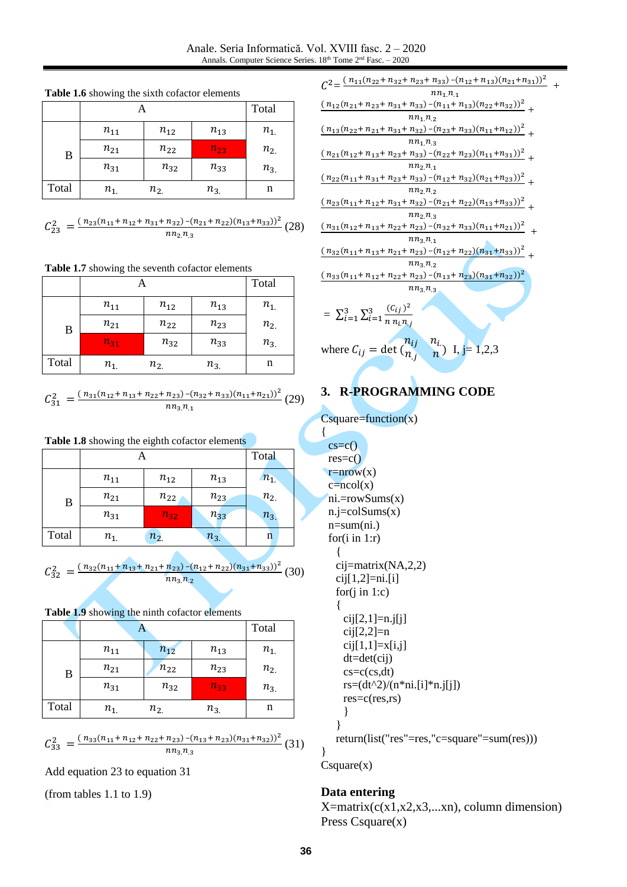**Table 1.6** showing the sixth cofactor elements

| | A | | | Total |
|---|---|---|---|---|
| B | $n_{11}$ | $n_{12}$ | $n_{13}$ | $n_{1.}$ |
| | $n_{21}$ | $n_{22}$ | $n_{23}$ | $n_{2.}$ |
| | $n_{31}$ | $n_{32}$ | $n_{33}$ | $n_{3.}$ |
| Total | $n_{1.}$ | $n_{2.}$ | $n_{3.}$ | n |

$$C_{23}^2 = \frac{(n_{23}(n_{11}+n_{12}+n_{31}+n_{32}) - (n_{21}+n_{22})(n_{13}+n_{33}))^2}{n n_{2.} n_{.3}} \quad (28)$$

**Table 1.7** showing the seventh cofactor elements

| | A | | | Total |
|---|---|---|---|---|
| B | $n_{11}$ | $n_{12}$ | $n_{13}$ | $n_{1.}$ |
| | $n_{21}$ | $n_{22}$ | $n_{23}$ | $n_{2.}$ |
| | $n_{31}$ | $n_{32}$ | $n_{33}$ | $n_{3.}$ |
| Total | $n_{1.}$ | $n_{2.}$ | $n_{3.}$ | n |

$$C_{31}^2 = \frac{(n_{31}(n_{12}+n_{13}+n_{22}+n_{23}) - (n_{32}+n_{33})(n_{11}+n_{21}))^2}{n n_{3.} n_{.1}} \quad (29)$$

**Table 1.8** showing the eighth cofactor elements

| | A | | | Total |
|---|---|---|---|---|
| B | $n_{11}$ | $n_{12}$ | $n_{13}$ | $n_{1.}$ |
| | $n_{21}$ | $n_{22}$ | $n_{23}$ | $n_{2.}$ |
| | $n_{31}$ | $n_{32}$ | $n_{33}$ | $n_{3.}$ |
| Total | $n_{1.}$ | $n_{2.}$ | $n_{3.}$ | n |

$$C_{32}^2 = \frac{(n_{32}(n_{11}+n_{13}+n_{21}+n_{23}) - (n_{12}+n_{22})(n_{31}+n_{33}))^2}{n n_{3.} n_{.2}} \quad (30)$$

**Table 1.9** showing the ninth cofactor elements

| | A | | | Total |
|---|---|---|---|---|
| B | $n_{11}$ | $n_{12}$ | $n_{13}$ | $n_{1.}$ |
| | $n_{21}$ | $n_{22}$ | $n_{23}$ | $n_{2.}$ |
| | $n_{31}$ | $n_{32}$ | $n_{33}$ | $n_{3.}$ |
| Total | $n_{1.}$ | $n_{2.}$ | $n_{3.}$ | n |

$$C_{33}^2 = \frac{(n_{33}(n_{11}+n_{12}+n_{22}+n_{23}) - (n_{13}+n_{23})(n_{31}+n_{32}))^2}{n n_{3.} n_{.3}} \quad (31)$$

Add equation 23 to equation 31

(from tables 1.1 to 1.9)

$$C^2 = \frac{(n_{11}(n_{22}+n_{32}+n_{23}+n_{33}) - (n_{12}+n_{13})(n_{21}+n_{31}))^2}{n n_{1.} n_{.1}} + \frac{(n_{12}(n_{21}+n_{23}+n_{31}+n_{33}) - (n_{11}+n_{13})(n_{22}+n_{32}))^2}{n n_{1.} n_{.2}} + \frac{(n_{13}(n_{22}+n_{21}+n_{31}+n_{32}) - (n_{23}+n_{33})(n_{11}+n_{12}))^2}{n n_{1.} n_{.3}} + \frac{(n_{21}(n_{12}+n_{13}+n_{23}+n_{33}) - (n_{22}+n_{23})(n_{11}+n_{31}))^2}{n n_{2.} n_{.1}} + \frac{(n_{22}(n_{11}+n_{31}+n_{23}+n_{33}) - (n_{12}+n_{32})(n_{21}+n_{23}))^2}{n n_{2.} n_{.2}} + \frac{(n_{23}(n_{11}+n_{12}+n_{31}+n_{32}) - (n_{21}+n_{22})(n_{13}+n_{33}))^2}{n n_{2.} n_{.3}} + \frac{(n_{31}(n_{12}+n_{13}+n_{22}+n_{23}) - (n_{32}+n_{33})(n_{11}+n_{21}))^2}{n n_{3.} n_{.1}} + \frac{(n_{32}(n_{11}+n_{13}+n_{21}+n_{23}) - (n_{12}+n_{22})(n_{31}+n_{33}))^2}{n n_{3.} n_{.2}} + \frac{(n_{33}(n_{11}+n_{12}+n_{22}+n_{23}) - (n_{13}+n_{23})(n_{31}+n_{32}))^2}{n n_{3.} n_{.3}}$$

$$= \sum_{i=1}^{3} \sum_{i=1}^{3} \frac{(C_{ij})^2}{n\, n_{i.} n_{.j}}$$

where $C_{ij} = \det\begin{pmatrix} n_{ij} & n_{i.} \\ n_{.j} & n \end{pmatrix}$ I, j= 1,2,3

## 3. R-PROGRAMMING CODE

```
Csquare=function(x)
{
  cs=c()
  res=c()
  r=nrow(x)
  c=ncol(x)
  ni.=rowSums(x)
  n.j=colSums(x)
  n=sum(ni.)
  for(i in 1:r)
    {
    cij=matrix(NA,2,2)
    cij[1,2]=ni.[i]
    for(j in 1:c)
    {
      cij[2,1]=n.j[j]
      cij[2,2]=n
      cij[1,1]=x[i,j]
      dt=det(cij)
      cs=c(cs,dt)
      rs=(dt^2)/(n*ni.[i]*n.j[j])
      res=c(res,rs)
      }
    }
    return(list("res"=res,"c=square"=sum(res)))
}
Csquare(x)
```

**Data entering**

X=matrix(c(x1,x2,x3,...xn), column dimension)

Press Csquare(x)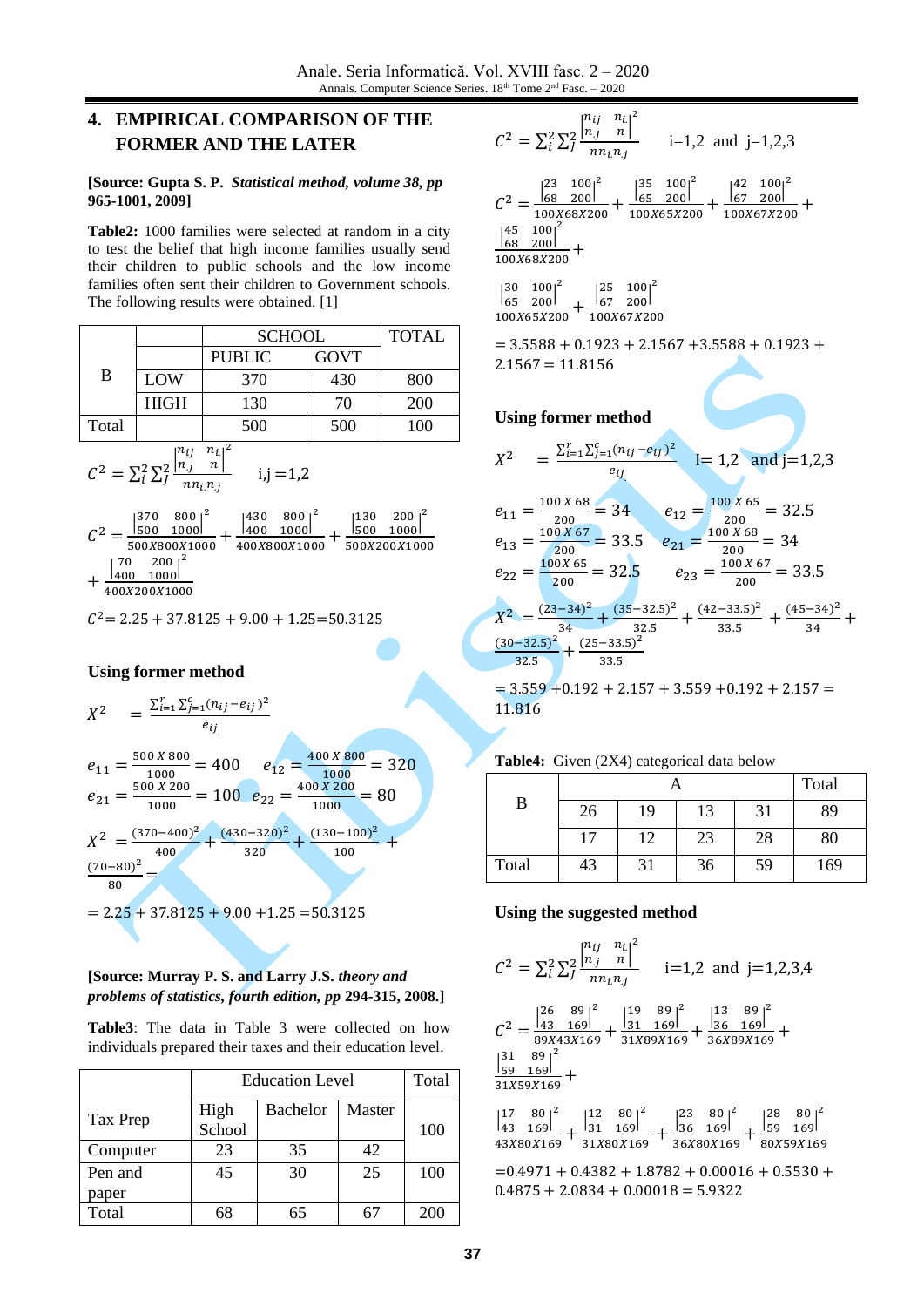## 4. EMPIRICAL COMPARISON OF THE FORMER AND THE LATER

**[Source: Gupta S. P. *Statistical method, volume 38*, pp 965-1001, 2009]**

**Table2:** 1000 families were selected at random in a city to test the belief that high income families usually send their children to public schools and the low income families often sent their children to Government schools. The following results were obtained. [1]

| B | | SCHOOL | | TOTAL |
|---|---|---|---|---|
| | | PUBLIC | GOVT | |
| | LOW | 370 | 430 | 800 |
| | HIGH | 130 | 70 | 200 |
| Total | | 500 | 500 | 100 |

$$C^2 = \sum_i^2 \sum_j^2 \frac{\left|\frac{n_{ij}}{n_{.j}} \quad \frac{n_{i.}}{n}\right|^2}{n n_{i.} n_{.j}} \qquad \text{i,j =1,2}$$

$$C^2 = \frac{\left|\frac{370}{500} \quad \frac{800}{1000}\right|^2}{500X800X1000} + \frac{\left|\frac{430}{400} \quad \frac{800}{1000}\right|^2}{400X800X1000} + \frac{\left|\frac{130}{500} \quad \frac{200}{1000}\right|^2}{500X200X1000} + \frac{\left|\frac{70}{400} \quad \frac{200}{1000}\right|^2}{400X200X1000}$$

$$C^2 = 2.25 + 37.8125 + 9.00 + 1.25 = 50.3125$$

**Using former method**

$$X^2 = \frac{\sum_{i=1}^{r} \sum_{j=1}^{c} (n_{ij} - e_{ij})^2}{e_{ij}}$$

$$e_{11} = \frac{500 \ X \ 800}{1000} = 400 \qquad e_{12} = \frac{400 \ X \ 800}{1000} = 320$$

$$e_{21} = \frac{500 \ X \ 200}{1000} = 100 \quad e_{22} = \frac{400 \ X \ 200}{1000} = 80$$

$$X^2 = \frac{(370-400)^2}{400} + \frac{(430-320)^2}{320} + \frac{(130-100)^2}{100} + \frac{(70-80)^2}{80} =$$

$$= 2.25 + 37.8125 + 9.00 + 1.25 = 50.3125$$

**[Source: Murray P. S. and Larry J.S. *theory and problems of statistics, fourth edition*, pp 294-315, 2008.]**

**Table3**: The data in Table 3 were collected on how individuals prepared their taxes and their education level.

| Tax Prep | Education Level | | | Total |
|---|---|---|---|---|
| | High School | Bachelor | Master | 100 |
| Computer | 23 | 35 | 42 | |
| Pen and paper | 45 | 30 | 25 | 100 |
| Total | 68 | 65 | 67 | 200 |

$$C^2 = \sum_i^2 \sum_j^2 \frac{\left|\frac{n_{ij}}{n_{.j}} \quad \frac{n_{i.}}{n}\right|^2}{n n_{i.} n_{.j}} \qquad \text{i=1,2 and j=1,2,3}$$

$$C^2 = \frac{\left|\frac{23}{68} \quad \frac{100}{200}\right|^2}{100X68X200} + \frac{\left|\frac{35}{65} \quad \frac{100}{200}\right|^2}{100X65X200} + \frac{\left|\frac{42}{67} \quad \frac{100}{200}\right|^2}{100X67X200} + \frac{\left|\frac{45}{68} \quad \frac{100}{200}\right|^2}{100X68X200} +$$

$$\frac{\left|\frac{30}{65} \quad \frac{100}{200}\right|^2}{100X65X200} + \frac{\left|\frac{25}{67} \quad \frac{100}{200}\right|^2}{100X67X200}$$

$= 3.5588 + 0.1923 + 2.1567 + 3.5588 + 0.1923 + 2.1567 = 11.8156$

**Using former method**

$$X^2 = \frac{\sum_{i=1}^{r} \sum_{j=1}^{c} (n_{ij} - e_{ij})^2}{e_{ij}} \qquad \text{I= 1,2 and j=1,2,3}$$

$$e_{11} = \frac{100 \ X \ 68}{200} = 34 \qquad e_{12} = \frac{100 \ X \ 65}{200} = 32.5$$

$$e_{13} = \frac{100 \ X \ 67}{200} = 33.5 \qquad e_{21} = \frac{100 \ X \ 68}{200} = 34$$

$$e_{22} = \frac{100 \ X \ 65}{200} = 32.5 \qquad e_{23} = \frac{100 \ X \ 67}{200} = 33.5$$

$$X^2 = \frac{(23-34)^2}{34} + \frac{(35-32.5)^2}{32.5} + \frac{(42-33.5)^2}{33.5} + \frac{(45-34)^2}{34} + \frac{(30-32.5)^2}{32.5} + \frac{(25-33.5)^2}{33.5}$$

$= 3.559 + 0.192 + 2.157 + 3.559 + 0.192 + 2.157 = 11.816$

**Table4:** Given (2X4) categorical data below

| B | A | | | | Total |
|---|---|---|---|---|---|
| | 26 | 19 | 13 | 31 | 89 |
| | 17 | 12 | 23 | 28 | 80 |
| Total | 43 | 31 | 36 | 59 | 169 |

**Using the suggested method**

$$C^2 = \sum_i^2 \sum_j^2 \frac{\left|\frac{n_{ij}}{n_{.j}} \quad \frac{n_{i.}}{n}\right|^2}{n n_{i.} n_{.j}} \qquad \text{i=1,2 and j=1,2,3,4}$$

$$C^2 = \frac{\left|\frac{26}{43} \quad \frac{89}{169}\right|^2}{89X43X169} + \frac{\left|\frac{19}{31} \quad \frac{89}{169}\right|^2}{31X89X169} + \frac{\left|\frac{13}{36} \quad \frac{89}{169}\right|^2}{36X89X169} + \frac{\left|\frac{31}{59} \quad \frac{89}{169}\right|^2}{31X59X169} +$$

$$\frac{\left|\frac{17}{43} \quad \frac{80}{169}\right|^2}{43X80X169} + \frac{\left|\frac{12}{31} \quad \frac{80}{169}\right|^2}{31X80X169} + \frac{\left|\frac{23}{36} \quad \frac{80}{169}\right|^2}{36X80X169} + \frac{\left|\frac{28}{59} \quad \frac{80}{169}\right|^2}{80X59X169}$$

$= 0.4971 + 0.4382 + 1.8782 + 0.00016 + 0.5530 + 0.4875 + 2.0834 + 0.00018 = 5.9322$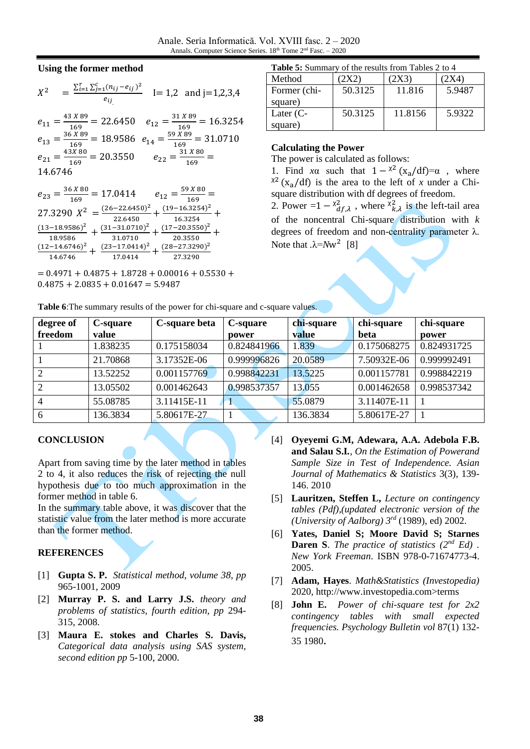### Using the former method

$$X^2 = \frac{\sum_{i=1}^{r}\sum_{j=1}^{c}(n_{ij}-e_{ij})^2}{e_{ij}} \quad \text{I= 1,2 and j=1,2,3,4}$$

$e_{11} = \frac{43 X 89}{169} = 22.6450$ $\quad e_{12} = \frac{31 X 89}{169} = 16.3254$

$e_{13} = \frac{36 X 89}{169} = 18.9586$ $\quad e_{14} = \frac{59 X 89}{169} = 31.0710$

$e_{21} = \frac{43X 80}{169} = 20.3550$ $\quad e_{22} = \frac{31 X 80}{169} =$ 14.6746

$e_{23} = \frac{36 X 80}{169} = 17.0414$ $\quad e_{12} = \frac{59 X 80}{169} =$ 27.3290 $X^2 = \frac{(26-22.6450)^2}{22.6450} + \frac{(19-16.3254)^2}{16.3254} + \frac{(13-18.9586)^2}{18.9586} + \frac{(31-31.0710)^2}{31.0710} + \frac{(17-20.3550)^2}{20.3550} + \frac{(12-14.6746)^2}{14.6746} + \frac{(23-17.0414)^2}{17.0414} + \frac{(28-27.3290)^2}{27.3290}$

$= 0.4971 + 0.4875 + 1.8728 + 0.00016 + 0.5530 + 0.4875 + 2.0835 + 0.01647 = 5.9487$

**Table 5:** Summary of the results from Tables 2 to 4

| Method | (2X2) | (2X3) | (2X4) |
|---|---|---|---|
| Former (chi-square) | 50.3125 | 11.816 | 5.9487 |
| Later (C-square) | 50.3125 | 11.8156 | 5.9322 |

### Calculating the Power

The power is calculated as follows:

1. Find $x\alpha$ such that $1 - x^2\,(x_a/df) = \alpha$ , where $x^2\,(x_a/df)$ is the area to the left of $x$ under a Chi-square distribution with df degrees of freedom.
2. Power $= 1 - x^2_{df,\lambda}$ , where $x^2_{k,\lambda}$ is the left-tail area of the noncentral Chi-square distribution with $k$ degrees of freedom and non-centrality parameter λ. Note that $\lambda = Nw^2$ [8]

**Table 6**:The summary results of the power for chi-square and c-square values.

| degree of freedom | C-square value | C-square beta | C-square power | chi-square value | chi-square beta | chi-square power |
|---|---|---|---|---|---|---|
| 1 | 1.838235 | 0.175158034 | 0.824841966 | 1.839 | 0.175068275 | 0.824931725 |
| 1 | 21.70868 | 3.17352E-06 | 0.999996826 | 20.0589 | 7.50932E-06 | 0.999992491 |
| 2 | 13.52252 | 0.001157769 | 0.998842231 | 13.5225 | 0.001157781 | 0.998842219 |
| 2 | 13.05502 | 0.001462643 | 0.998537357 | 13.055 | 0.001462658 | 0.998537342 |
| 4 | 55.08785 | 3.11415E-11 | 1 | 55.0879 | 3.11407E-11 | 1 |
| 6 | 136.3834 | 5.80617E-27 | 1 | 136.3834 | 5.80617E-27 | 1 |

## CONCLUSION

Apart from saving time by the later method in tables 2 to 4, it also reduces the risk of rejecting the null hypothesis due to too much approximation in the former method in table 6.

In the summary table above, it was discover that the statistic value from the later method is more accurate than the former method.

## REFERENCES

[1] **Gupta S. P.** *Statistical method, volume 38, pp* 965-1001, 2009

[2] **Murray P. S. and Larry J.S.** *theory and problems of statistics, fourth edition, pp* 294-315, 2008.

[3] **Maura E. stokes and Charles S. Davis,** *Categorical data analysis using SAS system, second edition pp* 5-100, 2000.

[4] **Oyeyemi G.M, Adewara, A.A. Adebola F.B. and Salau S.I.**, *On the Estimation of Powerand Sample Size in Test of Independence. Asian Journal of Mathematics & Statistics* 3(3), 139-146. 2010

[5] **Lauritzen, Steffen L,** *Lecture on contingency tables (Pdf),(updated electronic version of the (University of Aalborg) 3rd* (1989), ed) 2002.

[6] **Yates, Daniel S; Moore David S; Starnes Daren S**. *The practice of statistics (2nd Ed) . New York Freeman*. ISBN 978-0-71674773-4. 2005.

[7] **Adam, Hayes**. *Math&Statistics (Investopedia)* 2020, http://www.investopedia.com>terms

[8] **John E.** *Power of chi-square test for 2x2 contingency tables with small expected frequencies. Psychology Bulletin vol* 87(1) 132-35 1980.